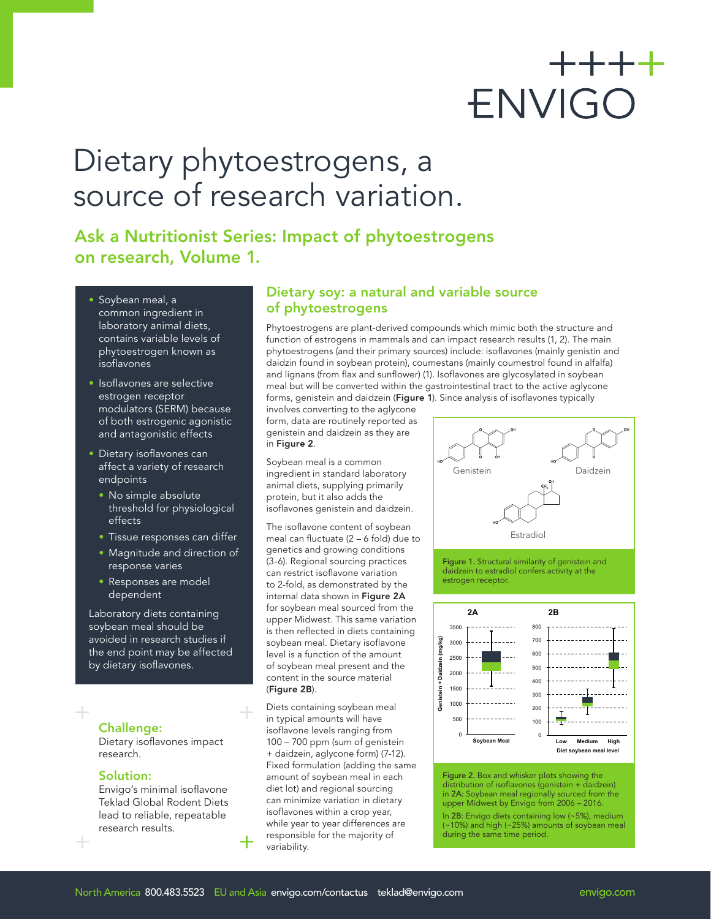# Dietary phytoestrogens, a source of research variation.

## Ask a Nutritionist Series: Impact of phytoestrogens on research, Volume 1.

- Soybean meal, a common ingredient in laboratory animal diets, contains variable levels of phytoestrogen known as isoflavones
- Isoflavones are selective estrogen receptor modulators (SERM) because of both estrogenic agonistic and antagonistic effects
- Dietary isoflavones can affect a variety of research endpoints
  - No simple absolute threshold for physiological effects
  - Tissue responses can differ
  - Magnitude and direction of response varies
  - Responses are model dependent

Laboratory diets containing soybean meal should be avoided in research studies if the end point may be affected by dietary isoflavones.

### Challenge:

Dietary isoflavones impact research.

### Solution:

Envigo's minimal isoflavone Teklad Global Rodent Diets lead to reliable, repeatable research results.

## Dietary soy: a natural and variable source of phytoestrogens

Phytoestrogens are plant-derived compounds which mimic both the structure and function of estrogens in mammals and can impact research results (1, 2). The main phytoestrogens (and their primary sources) include: isoflavones (mainly genistin and daidzin found in soybean protein), coumestans (mainly coumestrol found in alfalfa) and lignans (from flax and sunflower) (1). Isoflavones are glycosylated in soybean meal but will be converted within the gastrointestinal tract to the active aglycone forms, genistein and daidzein (**Figure 1**). Since analysis of isoflavones typically involves converting to the aglycone form, data are routinely reported as genistein and daidzein as they are in **Figure 2**.

Soybean meal is a common ingredient in standard laboratory animal diets, supplying primarily protein, but it also adds the isoflavones genistein and daidzein.

The isoflavone content of soybean meal can fluctuate (2 – 6 fold) due to genetics and growing conditions (3-6). Regional sourcing practices can restrict isoflavone variation to 2-fold, as demonstrated by the internal data shown in **Figure 2A** for soybean meal sourced from the upper Midwest. This same variation is then reflected in diets containing soybean meal. Dietary isoflavone level is a function of the amount of soybean meal present and the content in the source material (**Figure 2B**).

Diets containing soybean meal in typical amounts will have isoflavone levels ranging from 100 – 700 ppm (sum of genistein + daidzein, aglycone form) (7-12). Fixed formulation (adding the same amount of soybean meal in each diet lot) and regional sourcing can minimize variation in dietary isoflavones within a crop year, while year to year differences are responsible for the majority of variability.

Figure 1. Structural similarity of genistein and daidzein to estradiol confers activity at the estrogen receptor.

Figure 2. Box and whisker plots showing the distribution of isoflavones (genistein + daidzein) in 2A: Soybean meal regionally sourced from the upper Midwest by Envigo from 2006 – 2016.

In 2B: Envigo diets containing low (~5%), medium (~10%) and high (~25%) amounts of soybean meal during the same time period.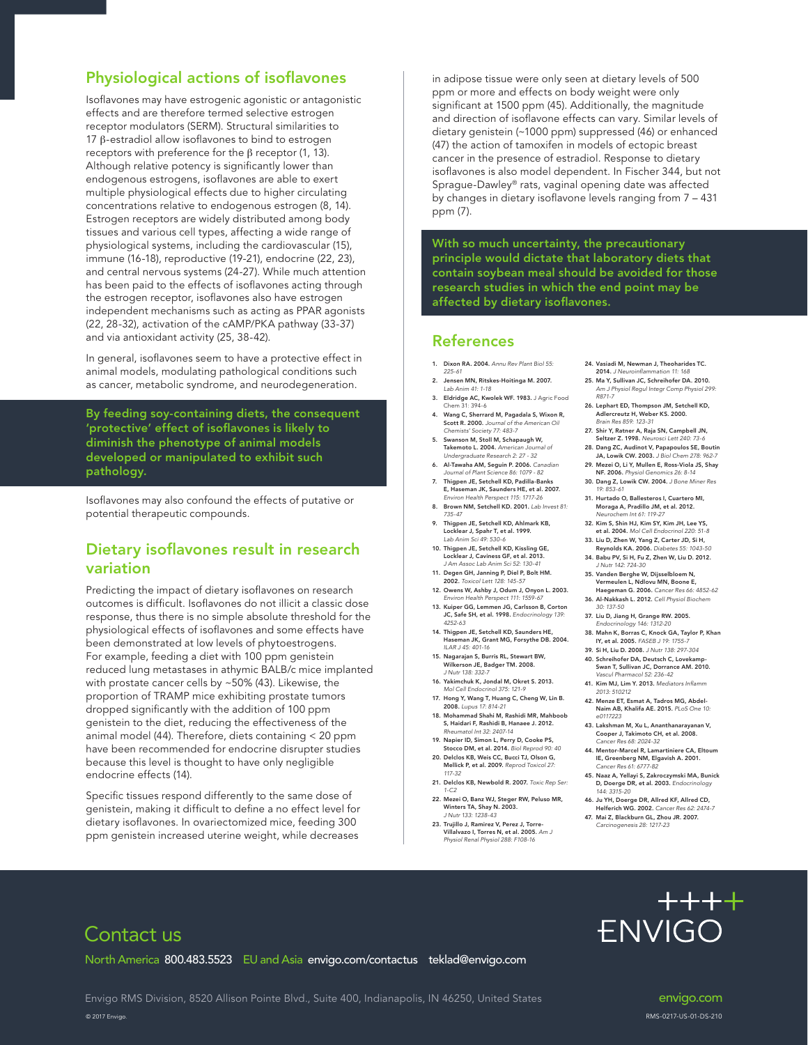## Physiological actions of isoflavones

Isoflavones may have estrogenic agonistic or antagonistic effects and are therefore termed selective estrogen receptor modulators (SERM). Structural similarities to 17 β-estradiol allow isoflavones to bind to estrogen receptors with preference for the β receptor (1, 13). Although relative potency is significantly lower than endogenous estrogens, isoflavones are able to exert multiple physiological effects due to higher circulating concentrations relative to endogenous estrogen (8, 14). Estrogen receptors are widely distributed among body tissues and various cell types, affecting a wide range of physiological systems, including the cardiovascular (15), immune (16-18), reproductive (19-21), endocrine (22, 23), and central nervous systems (24-27). While much attention has been paid to the effects of isoflavones acting through the estrogen receptor, isoflavones also have estrogen independent mechanisms such as acting as PPAR agonists (22, 28-32), activation of the cAMP/PKA pathway (33-37) and via antioxidant activity (25, 38-42).

In general, isoflavones seem to have a protective effect in animal models, modulating pathological conditions such as cancer, metabolic syndrome, and neurodegeneration.

**By feeding soy-containing diets, the consequent 'protective' effect of isoflavones is likely to diminish the phenotype of animal models developed or manipulated to exhibit such pathology.**

Isoflavones may also confound the effects of putative or potential therapeutic compounds.

## Dietary isoflavones result in research variation

Predicting the impact of dietary isoflavones on research outcomes is difficult. Isoflavones do not illicit a classic dose response, thus there is no simple absolute threshold for the physiological effects of isoflavones and some effects have been demonstrated at low levels of phytoestrogens. For example, feeding a diet with 100 ppm genistein reduced lung metastases in athymic BALB/c mice implanted with prostate cancer cells by ~50% (43). Likewise, the proportion of TRAMP mice exhibiting prostate tumors dropped significantly with the addition of 100 ppm genistein to the diet, reducing the effectiveness of the animal model (44). Therefore, diets containing < 20 ppm have been recommended for endocrine disrupter studies because this level is thought to have only negligible endocrine effects (14).

Specific tissues respond differently to the same dose of genistein, making it difficult to define a no effect level for dietary isoflavones. In ovariectomized mice, feeding 300 ppm genistein increased uterine weight, while decreases in adipose tissue were only seen at dietary levels of 500 ppm or more and effects on body weight were only significant at 1500 ppm (45). Additionally, the magnitude and direction of isoflavone effects can vary. Similar levels of dietary genistein (~1000 ppm) suppressed (46) or enhanced (47) the action of tamoxifen in models of ectopic breast cancer in the presence of estradiol. Response to dietary isoflavones is also model dependent. In Fischer 344, but not Sprague-Dawley® rats, vaginal opening date was affected by changes in dietary isoflavone levels ranging from 7 – 431 ppm (7).

**With so much uncertainty, the precautionary principle would dictate that laboratory diets that contain soybean meal should be avoided for those research studies in which the end point may be affected by dietary isoflavones.**

## References

1. **Dixon RA. 2004.** *Annu Rev Plant Biol 55: 225-61*
2. **Jensen MN, Ritskes-Hoitinga M. 2007.** *Lab Anim 41: 1-18*
3. **Eldridge AC, Kwolek WF. 1983.** J Agric Food Chem 31: 394-6
4. **Wang C, Sherrard M, Pagadala S, Wixon R, Scott R. 2000.** *Journal of the American Oil Chemists' Society 77: 483-7*
5. **Swanson M, Stoll M, Schapaugh W, Takemoto L. 2004.** *American Journal of Undergraduate Research 2: 27 - 32*
6. **Al-Tawaha AM, Seguin P. 2006.** *Canadian Journal of Plant Science 86: 1079 - 82*
7. **Thigpen JE, Setchell KD, Padilla-Banks E, Haseman JK, Saunders HE, et al. 2007.** *Environ Health Perspect 115: 1717-26*
8. **Brown NM, Setchell KD. 2001.** *Lab Invest 81: 735-47*
9. **Thigpen JE, Setchell KD, Ahlmark KB, Locklear J, Spahr T, et al. 1999.** *Lab Anim Sci 49: 530-6*
10. **Thigpen JE, Setchell KD, Kissling GE, Locklear J, Caviness GF, et al. 2013.** *J Am Assoc Lab Anim Sci 52: 130-41*
11. **Degen GH, Janning P, Diel P, Bolt HM. 2002.** *Toxicol Lett 128: 145-57*
12. **Owens W, Ashby J, Odum J, Onyon L. 2003.** *Environ Health Perspect 111: 1559-67*
13. **Kuiper GG, Lemmen JG, Carlsson B, Corton JC, Safe SH, et al. 1998.** *Endocrinology 139: 4252-63*
14. **Thigpen JE, Setchell KD, Saunders HE, Haseman JK, Grant MG, Forsythe DB. 2004.** *ILAR J 45: 401-16*
15. **Nagarajan S, Burris RL, Stewart BW, Wilkerson JE, Badger TM. 2008.** *J Nutr 138: 332-7*
16. **Yakimchuk K, Jondal M, Okret S. 2013.** *Mol Cell Endocrinol 375: 121-9*
17. **Hong Y, Wang T, Huang C, Cheng W, Lin B. 2008.** *Lupus 17: 814-21*
18. **Mohammad Shahi M, Rashidi MR, Mahboob S, Haidari F, Rashidi B, Hanaee J. 2012.** *Rheumatol Int 32: 2407-14*
19. **Napier ID, Simon L, Perry D, Cooke PS, Stocco DM, et al. 2014.** *Biol Reprod 90: 40*
20. **Delclos KB, Weis CC, Bucci TJ, Olson G, Mellick P, et al. 2009.** *Reprod Toxicol 27: 117-32*
21. **Delclos KB, Newbold R. 2007.** *Toxic Rep Ser: 1-C2*
22. **Mezei O, Banz WJ, Steger RW, Peluso MR, Winters TA, Shay N. 2003.** *J Nutr 133: 1238-43*
23. **Trujillo J, Ramirez V, Perez J, Torre-Villalvazo I, Torres N, et al. 2005.** *Am J Physiol Renal Physiol 288: F108-16*
24. **Vasiadi M, Newman J, Theoharides TC. 2014.** *J Neuroinflammation 11: 168*
25. **Ma Y, Sullivan JC, Schreihofer DA. 2010.** *Am J Physiol Regul Integr Comp Physiol 299: R871-7*
26. **Lephart ED, Thompson JM, Setchell KD, Adlercreutz H, Weber KS. 2000.** *Brain Res 859: 123-31*
27. **Shir Y, Ratner A, Raja SN, Campbell JN, Seltzer Z. 1998.** *Neurosci Lett 240: 73-6*
28. **Dang ZC, Audinot V, Papapoulos SE, Boutin JA, Lowik CW. 2003.** *J Biol Chem 278: 962-7*
29. **Mezei O, Li Y, Mullen E, Ross-Viola JS, Shay NF. 2006.** *Physiol Genomics 26: 8-14*
30. **Dang Z, Lowik CW. 2004.** *J Bone Miner Res 19: 853-61*
31. **Hurtado O, Ballesteros I, Cuartero MI, Moraga A, Pradillo JM, et al. 2012.** *Neurochem Int 61: 119-27*
32. **Kim S, Shin HJ, Kim SY, Kim JH, Lee YS, et al. 2004.** *Mol Cell Endocrinol 220: 51-8*
33. **Liu D, Zhen W, Yang Z, Carter JD, Si H, Reynolds KA. 2006.** *Diabetes 55: 1043-50*
34. **Babu PV, Si H, Fu Z, Zhen W, Liu D. 2012.** *J Nutr 142: 724-30*
35. **Vanden Berghe W, Dijsselbloem N, Vermeulen L, Ndlovu MN, Boone E, Haegeman G. 2006.** *Cancer Res 66: 4852-62*
36. **Al-Nakkash L. 2012.** *Cell Physiol Biochem 30: 137-50*
37. **Liu D, Jiang H, Grange RW. 2005.** *Endocrinology 146: 1312-20*
38. **Mahn K, Borras C, Knock GA, Taylor P, Khan IY, et al. 2005.** *FASEB J 19: 1755-7*
39. **Si H, Liu D. 2008.** *J Nutr 138: 297-304*
40. **Schreihofer DA, Deutsch C, Lovekamp-Swan T, Sullivan JC, Dorrance AM. 2010.** *Vascul Pharmacol 52: 236-42*
41. **Kim MJ, Lim Y. 2013.** *Mediators Inflamm 2013: 510212*
42. **Menze ET, Esmat A, Tadros MG, Abdel-Naim AB, Khalifa AE. 2015.** *PLoS One 10: e0117223*
43. **Lakshman M, Xu L, Ananthanarayanan V, Cooper J, Takimoto CH, et al. 2008.** *Cancer Res 68: 2024-32*
44. **Mentor-Marcel R, Lamartiniere CA, Eltoum IE, Greenberg NM, Elgavish A. 2001.** *Cancer Res 61: 6777-82*
45. **Naaz A, Yellayi S, Zakroczymski MA, Bunick D, Doerge DR, et al. 2003.** *Endocrinology 144: 3315-20*
46. **Ju YH, Doerge DR, Allred KF, Allred CD, Helferich WG. 2002.** *Cancer Res 62: 2474-7*
47. **Mai Z, Blackburn GL, Zhou JR. 2007.** *Carcinogenesis 28: 1217-23*

## Contact us

North America **800.483.5523** EU and Asia **envigo.com/contactus** **teklad@envigo.com**

ENVIGO

Envigo RMS Division, 8520 Allison Pointe Blvd., Suite 400, Indianapolis, IN 46250, United States

envigo.com

© 2017 Envigo.

RMS-0217-US-01-DS-210